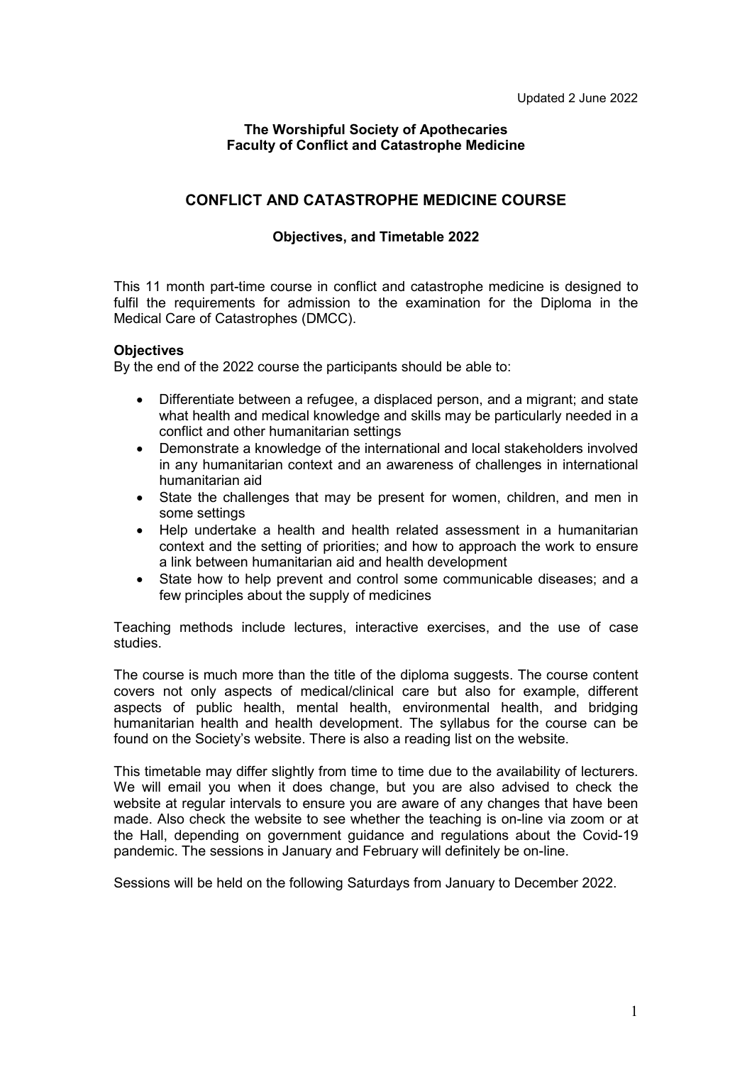Updated 2 June 2022

**The Worshipful Society of Apothecaries**
**Faculty of Conflict and Catastrophe Medicine**

# CONFLICT AND CATASTROPHE MEDICINE COURSE

## Objectives, and Timetable 2022

This 11 month part-time course in conflict and catastrophe medicine is designed to fulfil the requirements for admission to the examination for the Diploma in the Medical Care of Catastrophes (DMCC).

### Objectives

By the end of the 2022 course the participants should be able to:

- Differentiate between a refugee, a displaced person, and a migrant; and state what health and medical knowledge and skills may be particularly needed in a conflict and other humanitarian settings
- Demonstrate a knowledge of the international and local stakeholders involved in any humanitarian context and an awareness of challenges in international humanitarian aid
- State the challenges that may be present for women, children, and men in some settings
- Help undertake a health and health related assessment in a humanitarian context and the setting of priorities; and how to approach the work to ensure a link between humanitarian aid and health development
- State how to help prevent and control some communicable diseases; and a few principles about the supply of medicines

Teaching methods include lectures, interactive exercises, and the use of case studies.

The course is much more than the title of the diploma suggests. The course content covers not only aspects of medical/clinical care but also for example, different aspects of public health, mental health, environmental health, and bridging humanitarian health and health development. The syllabus for the course can be found on the Society's website. There is also a reading list on the website.

This timetable may differ slightly from time to time due to the availability of lecturers. We will email you when it does change, but you are also advised to check the website at regular intervals to ensure you are aware of any changes that have been made. Also check the website to see whether the teaching is on-line via zoom or at the Hall, depending on government guidance and regulations about the Covid-19 pandemic. The sessions in January and February will definitely be on-line.

Sessions will be held on the following Saturdays from January to December 2022.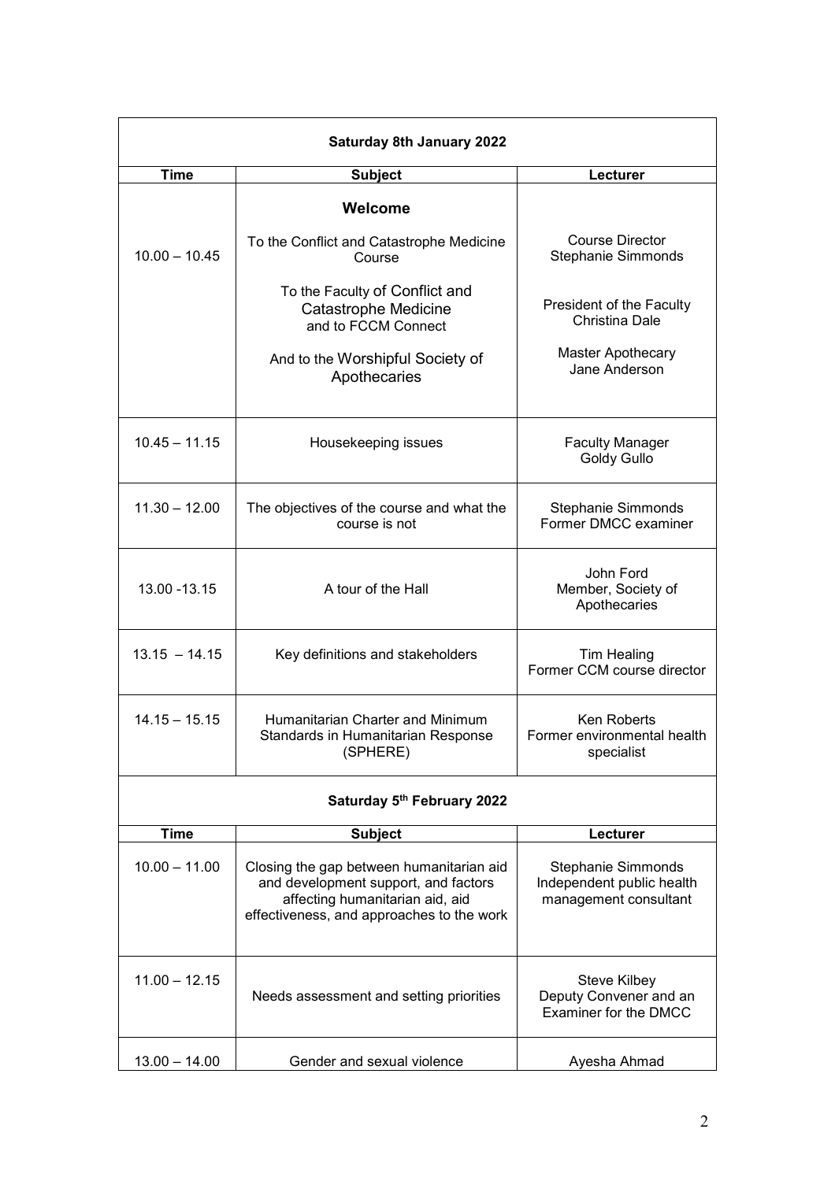| Saturday 8th January 2022 | | |
|---|---|---|
| **Time** | **Subject** | **Lecturer** |
| 10.00 – 10.45 | **Welcome**<br><br>To the Conflict and Catastrophe Medicine Course<br><br>To the Faculty of Conflict and Catastrophe Medicine and to FCCM Connect<br><br>And to the Worshipful Society of Apothecaries | Course Director<br>Stephanie Simmonds<br><br>President of the Faculty<br>Christina Dale<br><br>Master Apothecary<br>Jane Anderson |
| 10.45 – 11.15 | Housekeeping issues | Faculty Manager<br>Goldy Gullo |
| 11.30 – 12.00 | The objectives of the course and what the course is not | Stephanie Simmonds<br>Former DMCC examiner |
| 13.00 -13.15 | A tour of the Hall | John Ford<br>Member, Society of Apothecaries |
| 13.15 – 14.15 | Key definitions and stakeholders | Tim Healing<br>Former CCM course director |
| 14.15 – 15.15 | Humanitarian Charter and Minimum Standards in Humanitarian Response (SPHERE) | Ken Roberts<br>Former environmental health specialist |

| Saturday 5th February 2022 | | |
|---|---|---|
| **Time** | **Subject** | **Lecturer** |
| 10.00 – 11.00 | Closing the gap between humanitarian aid and development support, and factors affecting humanitarian aid, aid effectiveness, and approaches to the work | Stephanie Simmonds<br>Independent public health management consultant |
| 11.00 – 12.15 | Needs assessment and setting priorities | Steve Kilbey<br>Deputy Convener and an Examiner for the DMCC |
| 13.00 – 14.00 | Gender and sexual violence | Ayesha Ahmad |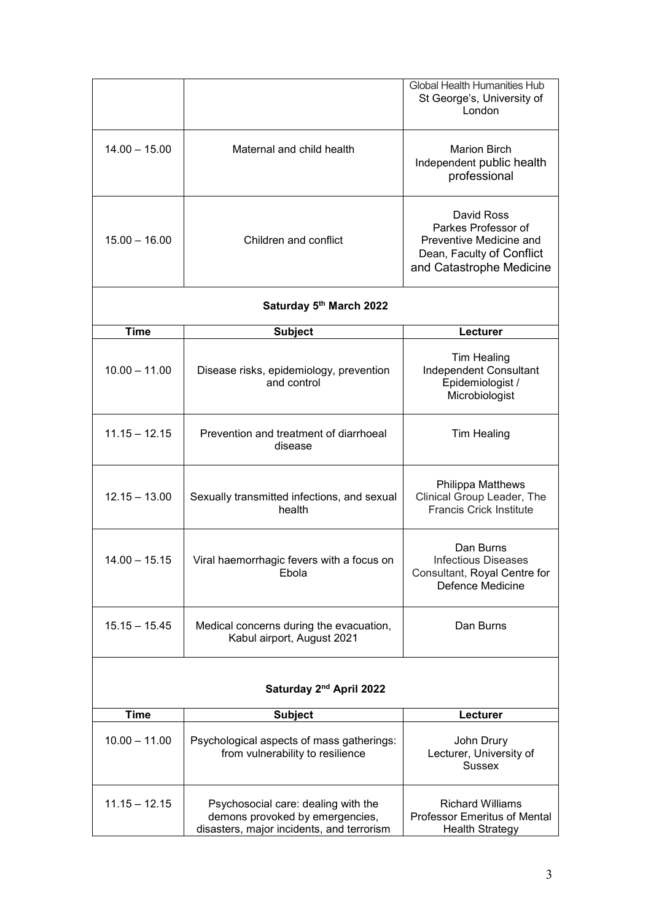| | | |
|---|---|---|
| | | Global Health Humanities Hub St George's, University of London |
| 14.00 – 15.00 | Maternal and child health | Marion Birch Independent public health professional |
| 15.00 – 16.00 | Children and conflict | David Ross Parkes Professor of Preventive Medicine and Dean, Faculty of Conflict and Catastrophe Medicine |

**Saturday 5th March 2022**

| Time | Subject | Lecturer |
|---|---|---|
| 10.00 – 11.00 | Disease risks, epidemiology, prevention and control | Tim Healing Independent Consultant Epidemiologist / Microbiologist |
| 11.15 – 12.15 | Prevention and treatment of diarrhoeal disease | Tim Healing |
| 12.15 – 13.00 | Sexually transmitted infections, and sexual health | Philippa Matthews Clinical Group Leader, The Francis Crick Institute |
| 14.00 – 15.15 | Viral haemorrhagic fevers with a focus on Ebola | Dan Burns Infectious Diseases Consultant, Royal Centre for Defence Medicine |
| 15.15 – 15.45 | Medical concerns during the evacuation, Kabul airport, August 2021 | Dan Burns |

**Saturday 2nd April 2022**

| Time | Subject | Lecturer |
|---|---|---|
| 10.00 – 11.00 | Psychological aspects of mass gatherings: from vulnerability to resilience | John Drury Lecturer, University of Sussex |
| 11.15 – 12.15 | Psychosocial care: dealing with the demons provoked by emergencies, disasters, major incidents, and terrorism | Richard Williams Professor Emeritus of Mental Health Strategy |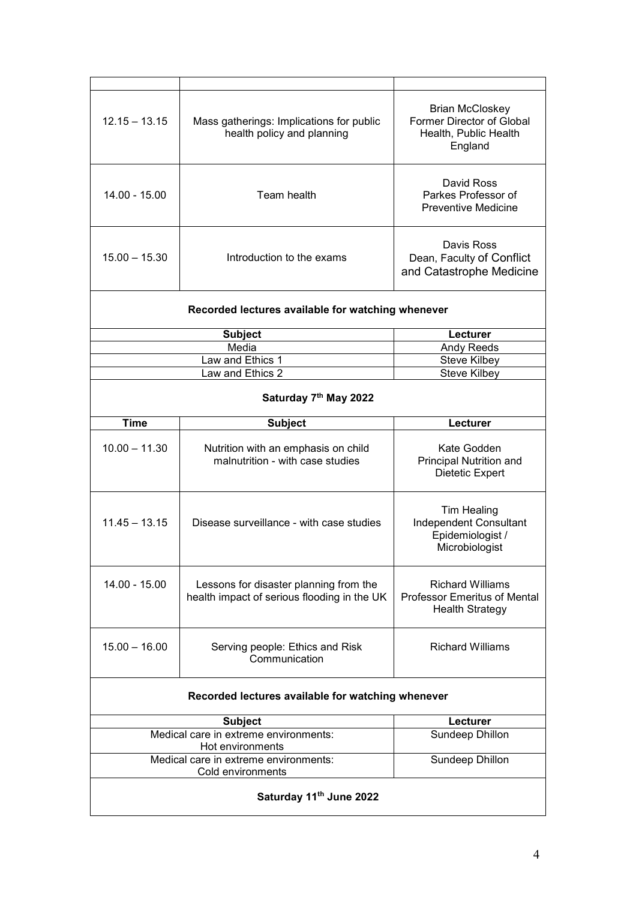| | | |
|---|---|---|
| 12.15 – 13.15 | Mass gatherings: Implications for public health policy and planning | Brian McCloskey<br>Former Director of Global Health, Public Health England |
| 14.00 - 15.00 | Team health | David Ross<br>Parkes Professor of Preventive Medicine |
| 15.00 – 15.30 | Introduction to the exams | Davis Ross<br>Dean, Faculty of Conflict and Catastrophe Medicine |

**Recorded lectures available for watching whenever**

| Subject | Lecturer |
|---|---|
| Media | Andy Reeds |
| Law and Ethics 1 | Steve Kilbey |
| Law and Ethics 2 | Steve Kilbey |

**Saturday 7th May 2022**

| Time | Subject | Lecturer |
|---|---|---|
| 10.00 – 11.30 | Nutrition with an emphasis on child malnutrition - with case studies | Kate Godden<br>Principal Nutrition and Dietetic Expert |
| 11.45 – 13.15 | Disease surveillance - with case studies | Tim Healing<br>Independent Consultant Epidemiologist / Microbiologist |
| 14.00 - 15.00 | Lessons for disaster planning from the health impact of serious flooding in the UK | Richard Williams<br>Professor Emeritus of Mental Health Strategy |
| 15.00 – 16.00 | Serving people: Ethics and Risk Communication | Richard Williams |

**Recorded lectures available for watching whenever**

| Subject | Lecturer |
|---|---|
| Medical care in extreme environments: Hot environments | Sundeep Dhillon |
| Medical care in extreme environments: Cold environments | Sundeep Dhillon |

**Saturday 11th June 2022**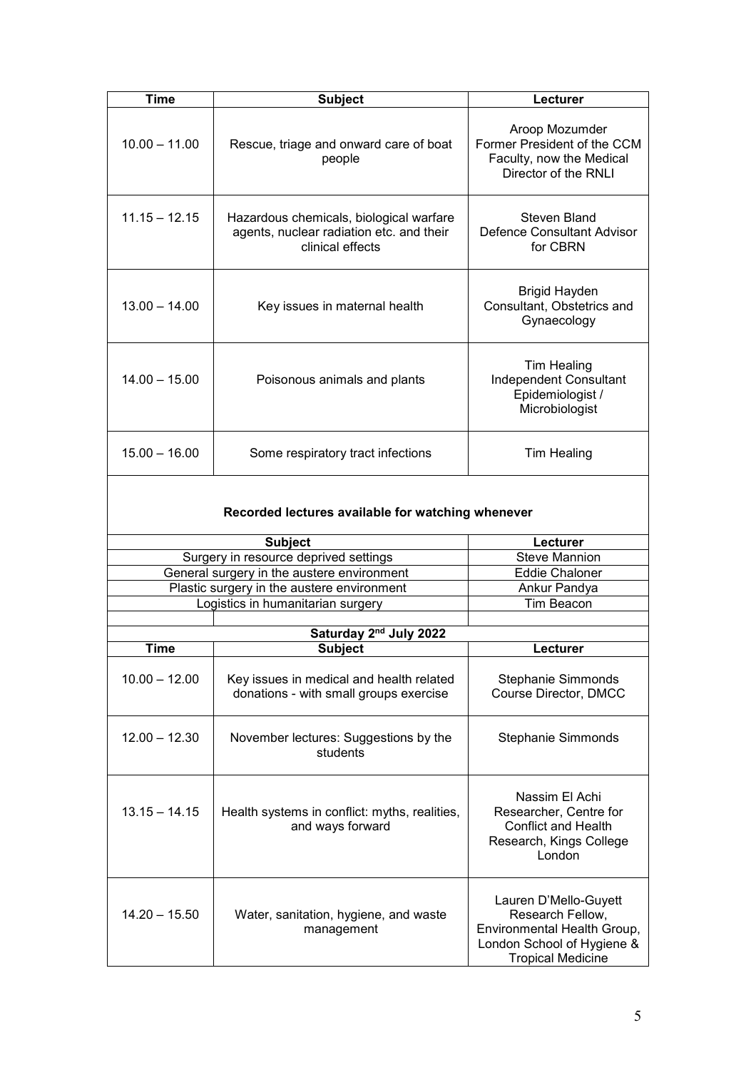| Time | Subject | Lecturer |
| --- | --- | --- |
| 10.00 – 11.00 | Rescue, triage and onward care of boat people | Aroop Mozumder Former President of the CCM Faculty, now the Medical Director of the RNLI |
| 11.15 – 12.15 | Hazardous chemicals, biological warfare agents, nuclear radiation etc. and their clinical effects | Steven Bland Defence Consultant Advisor for CBRN |
| 13.00 – 14.00 | Key issues in maternal health | Brigid Hayden Consultant, Obstetrics and Gynaecology |
| 14.00 – 15.00 | Poisonous animals and plants | Tim Healing Independent Consultant Epidemiologist / Microbiologist |
| 15.00 – 16.00 | Some respiratory tract infections | Tim Healing |

**Recorded lectures available for watching whenever**

| Subject | Lecturer |
| --- | --- |
| Surgery in resource deprived settings | Steve Mannion |
| General surgery in the austere environment | Eddie Chaloner |
| Plastic surgery in the austere environment | Ankur Pandya |
| Logistics in humanitarian surgery | Tim Beacon |

**Saturday 2nd July 2022**

| Time | Subject | Lecturer |
| --- | --- | --- |
| 10.00 – 12.00 | Key issues in medical and health related donations - with small groups exercise | Stephanie Simmonds Course Director, DMCC |
| 12.00 – 12.30 | November lectures: Suggestions by the students | Stephanie Simmonds |
| 13.15 – 14.15 | Health systems in conflict: myths, realities, and ways forward | Nassim El Achi Researcher, Centre for Conflict and Health Research, Kings College London |
| 14.20 – 15.50 | Water, sanitation, hygiene, and waste management | Lauren D'Mello-Guyett Research Fellow, Environmental Health Group, London School of Hygiene & Tropical Medicine |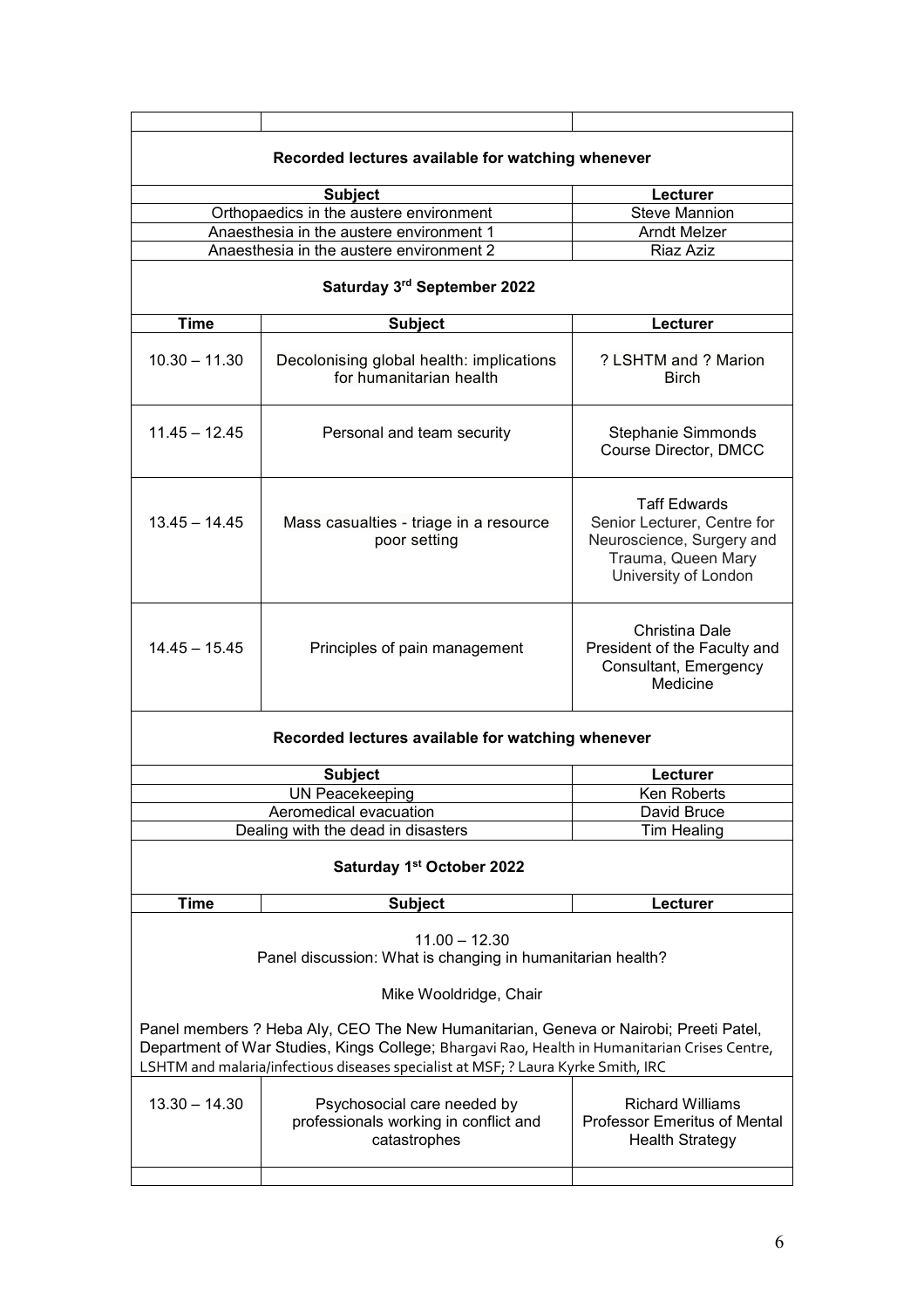**Recorded lectures available for watching whenever**

| Subject | Lecturer |
|---|---|
| Orthopaedics in the austere environment | Steve Mannion |
| Anaesthesia in the austere environment 1 | Arndt Melzer |
| Anaesthesia in the austere environment 2 | Riaz Aziz |

**Saturday 3rd September 2022**

| Time | Subject | Lecturer |
|---|---|---|
| 10.30 – 11.30 | Decolonising global health: implications for humanitarian health | ? LSHTM and ? Marion Birch |
| 11.45 – 12.45 | Personal and team security | Stephanie Simmonds Course Director, DMCC |
| 13.45 – 14.45 | Mass casualties - triage in a resource poor setting | Taff Edwards Senior Lecturer, Centre for Neuroscience, Surgery and Trauma, Queen Mary University of London |
| 14.45 – 15.45 | Principles of pain management | Christina Dale President of the Faculty and Consultant, Emergency Medicine |

**Recorded lectures available for watching whenever**

| Subject | Lecturer |
|---|---|
| UN Peacekeeping | Ken Roberts |
| Aeromedical evacuation | David Bruce |
| Dealing with the dead in disasters | Tim Healing |

**Saturday 1st October 2022**

| Time | Subject | Lecturer |
|---|---|---|
| 11.00 – 12.30 | Panel discussion: What is changing in humanitarian health? Mike Wooldridge, Chair. Panel members ? Heba Aly, CEO The New Humanitarian, Geneva or Nairobi; Preeti Patel, Department of War Studies, Kings College; Bhargavi Rao, Health in Humanitarian Crises Centre, LSHTM and malaria/infectious diseases specialist at MSF; ? Laura Kyrke Smith, IRC | |
| 13.30 – 14.30 | Psychosocial care needed by professionals working in conflict and catastrophes | Richard Williams Professor Emeritus of Mental Health Strategy |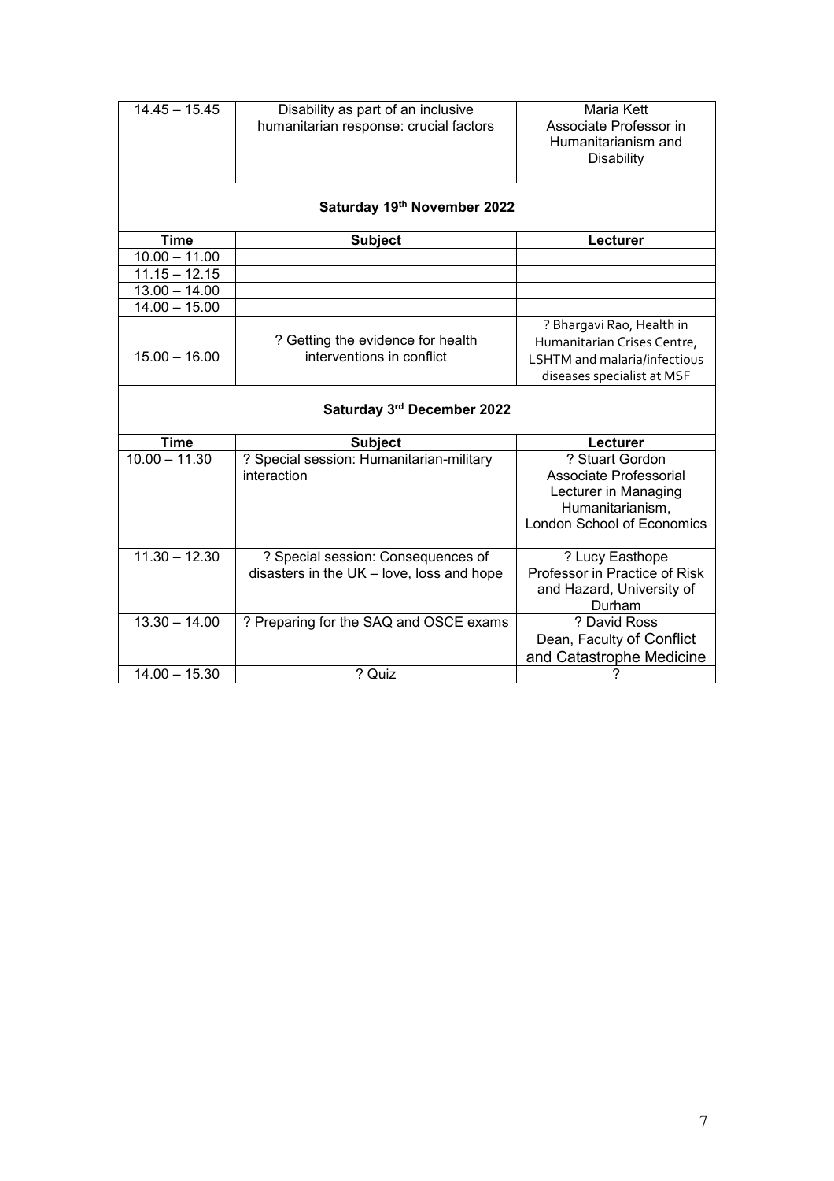| | | |
|---|---|---|
| 14.45 – 15.45 | Disability as part of an inclusive humanitarian response: crucial factors | Maria Kett Associate Professor in Humanitarianism and Disability |

**Saturday 19th November 2022**

| Time | Subject | Lecturer |
|---|---|---|
| 10.00 – 11.00 | | |
| 11.15 – 12.15 | | |
| 13.00 – 14.00 | | |
| 14.00 – 15.00 | | |
| 15.00 – 16.00 | ? Getting the evidence for health interventions in conflict | ? Bhargavi Rao, Health in Humanitarian Crises Centre, LSHTM and malaria/infectious diseases specialist at MSF |

**Saturday 3rd December 2022**

| Time | Subject | Lecturer |
|---|---|---|
| 10.00 – 11.30 | ? Special session: Humanitarian-military interaction | ? Stuart Gordon Associate Professorial Lecturer in Managing Humanitarianism, London School of Economics |
| 11.30 – 12.30 | ? Special session: Consequences of disasters in the UK – love, loss and hope | ? Lucy Easthope Professor in Practice of Risk and Hazard, University of Durham |
| 13.30 – 14.00 | ? Preparing for the SAQ and OSCE exams | ? David Ross Dean, Faculty of Conflict and Catastrophe Medicine |
| 14.00 – 15.30 | ? Quiz | ? |